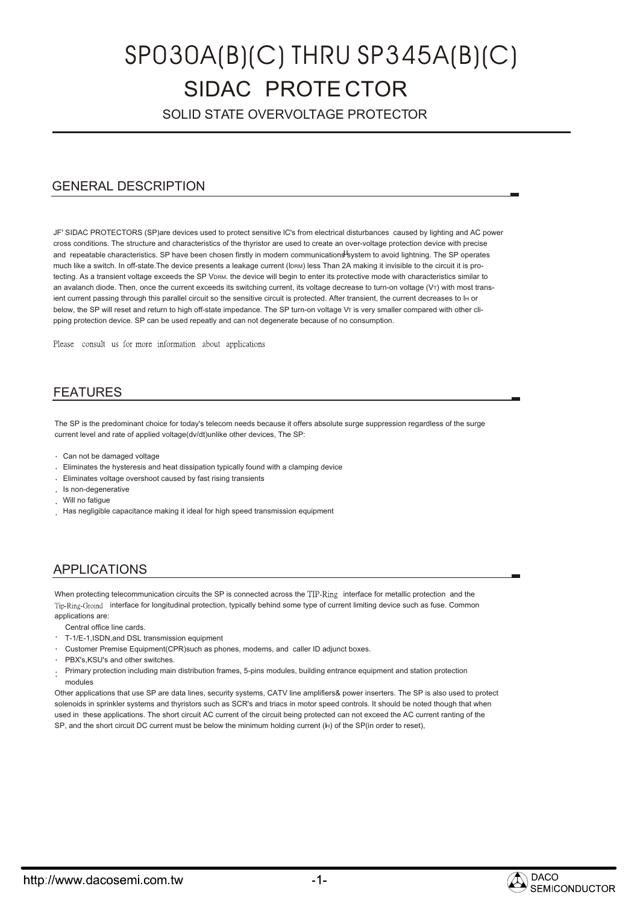# SP030A(B)(C) THRU SP345A(B)(C)

## SIDAC PROTE CTOR

SOLID STATE OVERVOLTAGE PROTECTOR

## GENERAL DESCRIPTION

JF' SIDAC PROTECTORS (SP)are devices used to protect sensitive IC's from electrical disturbances caused by lighting and AC power cross conditions. The structure and characteristics of the thyristor are used to create an over-voltage protection device with precise and repeatable characteristics. SP have been chosen firstly in modern communications system to avoid lightning. The SP operates much like a switch. In off-state.The device presents a leakage current ($I_{DRM}$) less Than 2A making it invisible to the circuit it is protecting. As a transient voltage exceeds the SP $V_{DRM}$. the device will begin to enter its protective mode with characteristics similar to an avalanch diode. Then, once the current exceeds its switching current, its voltage decrease to turn-on voltage ($V_T$) with most transient current passing through this parallel circuit so the sensitive circuit is protected. After transient, the current decreases to $I_H$ or below, the SP will reset and return to high off-state impedance. The SP turn-on voltage $V_T$ is very smaller compared with other clipping protection device. SP can be used repeatly and can not degenerate because of no consumption.

Please consult us for more information about applications

## FEATURES

The SP is the predominant choice for today's telecom needs because it offers absolute surge suppression regardless of the surge current level and rate of applied voltage(dv/dt)unlike other devices, The SP:

- Can not be damaged voltage
- Eliminates the hysteresis and heat dissipation typically found with a clamping device
- Eliminates voltage overshoot caused by fast rising transients
- Is non-degenerative
- Will no fatigue
- Has negligible capacitance making it ideal for high speed transmission equipment

## APPLICATIONS

When protecting telecommunication circuits the SP is connected across the TIP-Ring interface for metallic protection and the Tip-Ring-Groind interface for longitudinal protection, typically behind some type of current limiting device such as fuse. Common applications are:

- Central office line cards.
- T-1/E-1,ISDN,and DSL transmission equipment
- Customer Premise Equipment(CPR)such as phones, modems, and caller ID adjunct boxes.
- PBX's,KSU's and other switches.
- Primary protection including main distribution frames, 5-pins modules, building entrance equipment and station protection modules

Other applications that use SP are data lines, security systems, CATV line amplifiers& power inserters. The SP is also used to protect solenoids in sprinkler systems and thyristors such as SCR's and triacs in motor speed controls. It should be noted though that when used in these applications. The short circuit AC current of the circuit being protected can not exceed the AC current ranting of the SP, and the short circuit DC current must be below the minimum holding current ($I_H$) of the SP(in order to reset),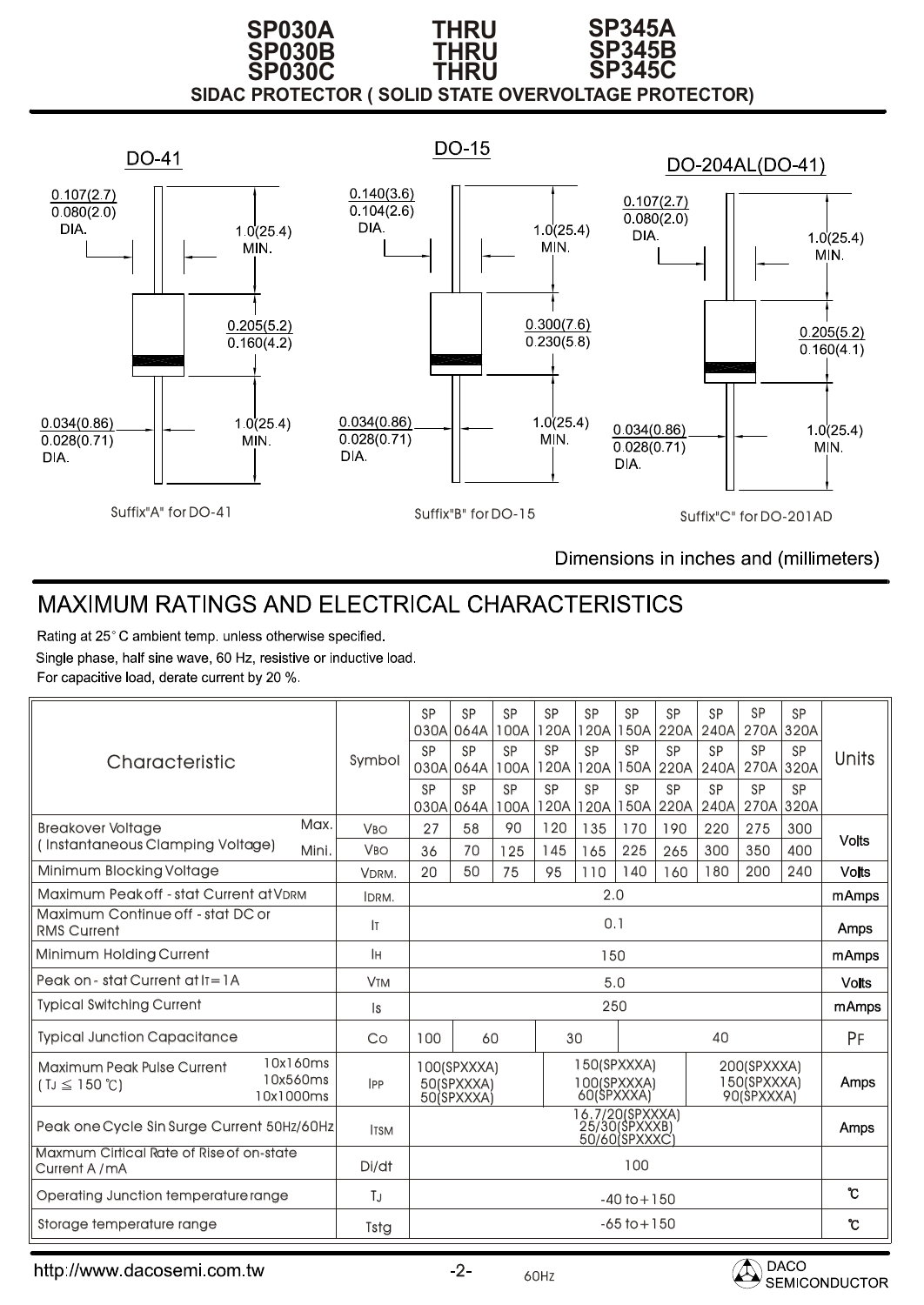# SP030A THRU SP345A
# SP030B THRU SP345B
# SP030C THRU SP345C

## SIDAC PROTECTOR ( SOLID STATE OVERVOLTAGE PROTECTOR)

DO-41 | DO-15 | DO-204AL(DO-41)

**DO-41:** 0.107(2.7) / 0.080(2.0) DIA.; 1.0(25.4) MIN.; 0.205(5.2) / 0.160(4.2); 0.034(0.86) / 0.028(0.71) DIA.; 1.0(25.4) MIN.

Suffix"A" for DO-41

**DO-15:** 0.140(3.6) / 0.104(2.6) DIA.; 1.0(25.4) MIN.; 0.300(7.6) / 0.230(5.8); 0.034(0.86) / 0.028(0.71) DIA.; 1.0(25.4) MIN.

Suffix"B" for DO-15

**DO-204AL(DO-41):** 0.107(2.7) / 0.080(2.0) DIA.; 1.0(25.4) MIN.; 0.205(5.2) / 0.160(4.1); 0.034(0.86) / 0.028(0.71) DIA.; 1.0(25.4) MIN.

Suffix"C" for DO-201AD

Dimensions in inches and (millimeters)

## MAXIMUM RATINGS AND ELECTRICAL CHARACTERISTICS

Rating at 25° C ambient temp. unless otherwise specified.
Single phase, half sine wave, 60 Hz, resistive or inductive load.
For capacitive load, derate current by 20 %.

| Characteristic | | Symbol | SP 030A / SP 030A / SP 030A | SP 064A / SP 064A / SP 064A | SP 100A / SP 100A / SP 100A | SP 120A / SP 120A / SP 120A | SP 120A / SP 120A / SP 120A | SP 150A / SP 150A / SP 150A | SP 220A / SP 220A / SP 220A | SP 240A / SP 240A / SP 240A | SP 270A / SP 270A / SP 270A | SP 320A / SP 320A / SP 320A | Units |
|---|---|---|---|---|---|---|---|---|---|---|---|---|---|
| Breakover Voltage (Instantaneous Clamping Voltage) | Max. | VBO | 27 | 58 | 90 | 120 | 135 | 170 | 190 | 220 | 275 | 300 | Volts |
| | Mini. | VBO | 36 | 70 | 125 | 145 | 165 | 225 | 265 | 300 | 350 | 400 | Volts |
| Minimum Blocking Voltage | | VDRM. | 20 | 50 | 75 | 95 | 110 | 140 | 160 | 180 | 200 | 240 | Volts |
| Maximum Peakoff - stat Current at VDRM | | IDRM. | 2.0 | | | | | | | | | | mAmps |
| Maximum Continue off - stat DC or RMS Current | | IT | 0.1 | | | | | | | | | | Amps |
| Minimum Holding Current | | IH | 150 | | | | | | | | | | mAmps |
| Peak on - stat Current at IT=1A | | VTM | 5.0 | | | | | | | | | | Volts |
| Typical Switching Current | | IS | 250 | | | | | | | | | | mAmps |
| Typical Junction Capacitance | | CO | 100 | 60 | | 30 | | 40 | | | | | PF |
| Maximum Peak Pulse Current (TJ ≦ 150 ℃) | 10x160ms / 10x560ms / 10x1000ms | IPP | 100(SPXXXA) / 50(SPXXXA) / 50(SPXXXA) | | | 150(SPXXXA) / 100(SPXXXA) / 60(SPXXXA) | | | | 200(SPXXXA) / 150(SPXXXA) / 90(SPXXXA) | | | Amps |
| Peak one Cycle Sin Surge Current 50Hz/60Hz | | ITSM | 16.7/20(SPXXXA) / 25/30(SPXXXB) / 50/60(SPXXXC) | | | | | | | | | | Amps |
| Maxmum Cirtical Rate of Rise of on-state Current A /mA | | Di/dt | 100 | | | | | | | | | | |
| Operating Junction temperature range | | TJ | -40 to +150 | | | | | | | | | | ℃ |
| Storage temperature range | | Tstg | -65 to +150 | | | | | | | | | | ℃ |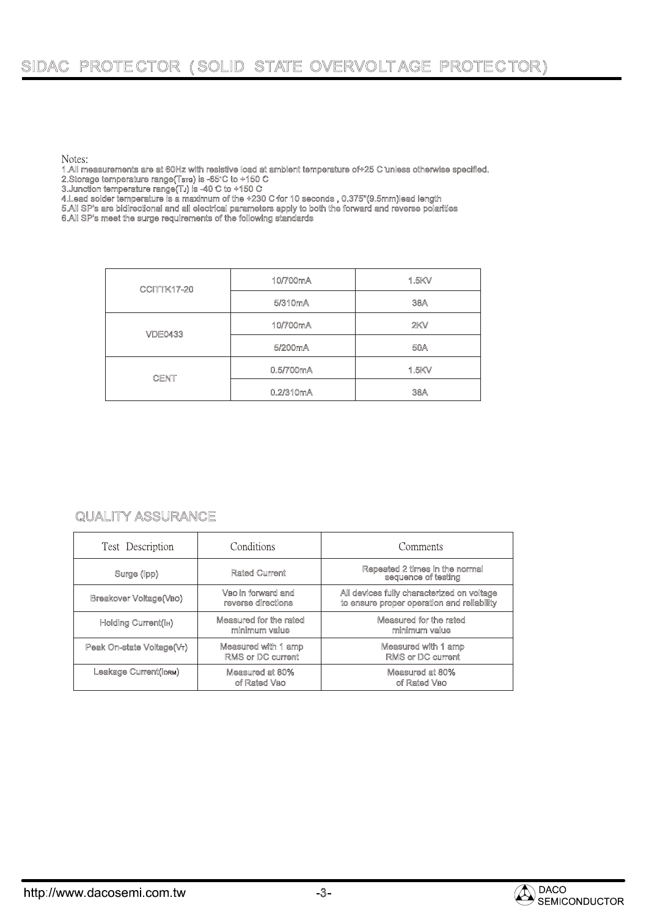# SIDAC PROTECTOR (SOLID STATE OVERVOLTAGE PROTECTOR)

Notes:

1.All measurements are at 60Hz with resistive load at ambient temperature of+25 C unless otherwise specified.
2.Storage temperature range($T_{STG}$) is -65°C to +150 C
3.Junction temperature range($T_J$) is -40 C to +150 C
4.Lead solder temperature is a maximum of the +230 C for 10 seconds , 0.375"(9.5mm)lead length
5.All SP's are bidirectional and all electrical parameters apply to both the forward and reverse polarities
6.All SP's meet the surge requirements of the following standards

| | | |
|---|---|---|
| CCITTK17-20 | 10/700mA | 1.5KV |
| | 5/310mA | 38A |
| VDE0433 | 10/700mA | 2KV |
| | 5/200mA | 50A |
| CENT | 0.5/700mA | 1.5KV |
| | 0.2/310mA | 38A |

## QUALITY ASSURANCE

| Test Description | Conditions | Comments |
|---|---|---|
| Surge (Ipp) | Rated Current | Repeated 2 times in the normal sequence of testing |
| Breakover Voltage($V_{BO}$) | $V_{BO}$ in forward and reverse directions | All devices fully characterized on voltage to ensure proper operation and reliability |
| Holding Current($I_H$) | Measured for the rated minimum value | Measured for the rated minimum value |
| Peak On-state Voltage($V_T$) | Measured with 1 amp RMS or DC current | Measured with 1 amp RMS or DC current |
| Leakage Current($I_{DRM}$) | Measured at 80% of Rated $V_{BO}$ | Measured at 80% of Rated $V_{BO}$ |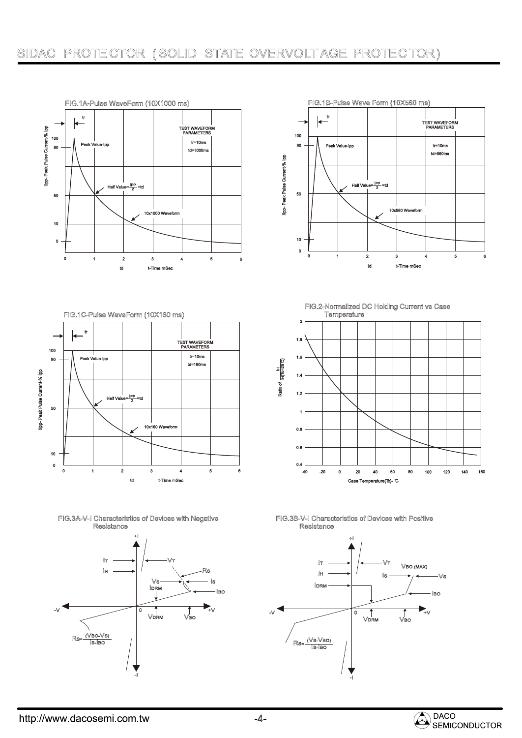# SIDAC PROTECTOR (SOLID STATE OVERVOLTAGE PROTECTOR)

FIG.1A-Pulse WaveForm (10X1000 ms)

Ipp- Peak Pulse Current-% Ipp

tr

TEST WAVEFORM PARAMETERS

tr=10ms

td=1000ms

Peak Value-Ipp

Half Value= $\frac{IPP}{2}$ =td

10x1000 Waveform

td t-Time mSec

FIG.1B-Pulse Wave Form (10X560 ms)

Ipp- Peak Pulse Current-% Ipp

tr

TEST WAVEFORM PARAMETERS

tr=10ms

td=560ms

Peak Value-Ipp

Half Value= $\frac{IPP}{2}$ =td

10x560 Waveform

td t-Time mSec

FIG.1C-Pulse WaveForm (10X160 ms)

Ipp- Peak Pulse Current-% Ipp

tr

TEST WAVEFORM PARAMETERS

tr=10ms

td=160ms

Peak Value-Ipp

Half Value= $\frac{IPP}{2}$ =td

10x160 Waveform

td t-Time mSec

FIG.2-Normalized DC Holding Current vs Case Temperature

Ratio of $\frac{I_H}{I_H(Tc=25^\circ C)}$

Case Temperature(Tc)- °C

FIG.3A-V-I Characteristics of Devices with Negative Resistance

$R_S = \frac{(V_{BO}-V_S)}{I_S-I_{BO}}$

FIG.3B-V-I Characteristics of Devices with Positive Resistance

$R_S = \frac{(V_S-V_{BO})}{I_S-I_{BO}}$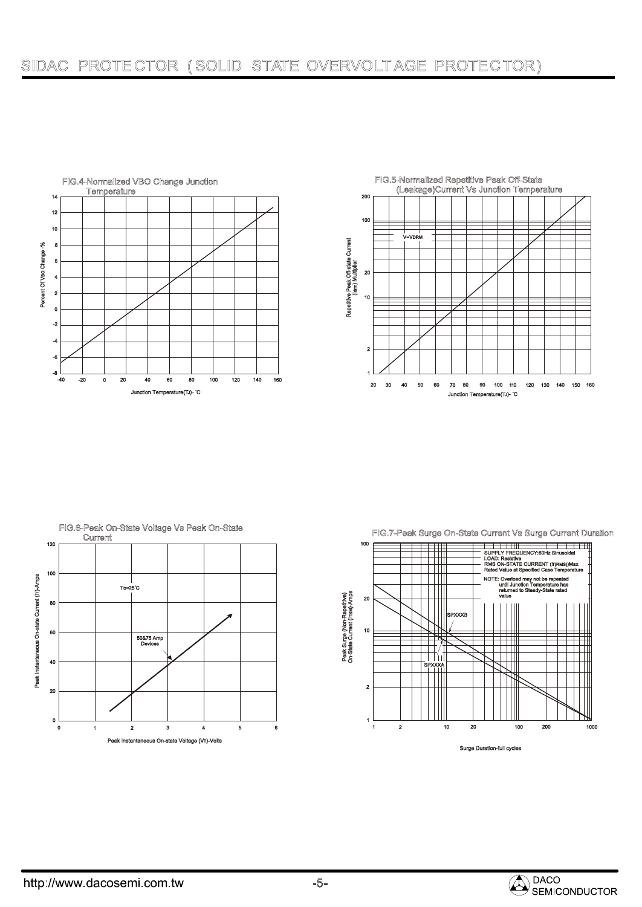# SIDAC PROTECTOR (SOLID STATE OVERVOLTAGE PROTECTOR)

FIG.4-Normalized VBO Change Junction Temperature

Percent Of Vbo Change -%

Junction Temperature(TJ)- ˚C

FIG.5-Normalized Repetitive Peak Off-State (Leakage)Current Vs Junction Temperature

V=VDRM

Repetitive Peak Off-state Current (Idrm) Multiplier

Junction Temperature(TJ)- ˚C

FIG.6-Peak On-State Voltage Vs Peak On-State Current

Tc=25˚C

50&75 Amp Devices

Peak Instantaneous On-state Current (IT)-Amps

Peak Instantaneous On-state Voltage (VT)-Volts

FIG.7-Peak Surge On-State Current Vs Surge Current Duration

SUPPLY FREQUENCY:60Hz Sinusoidal
LOAD: Resistive
RMS ON-STATE CURRENT (IT(RMS))Max Rated Value at Specified Case Temperature

NOTE: Overload may not be repeated until Junction Temperature has returned to Steady-State rated value

SPXXXB

SPXXXA

Peak Surge (Non-Repetitive) On-State Current (ITSM)-Amps

Surge Duration-full cycles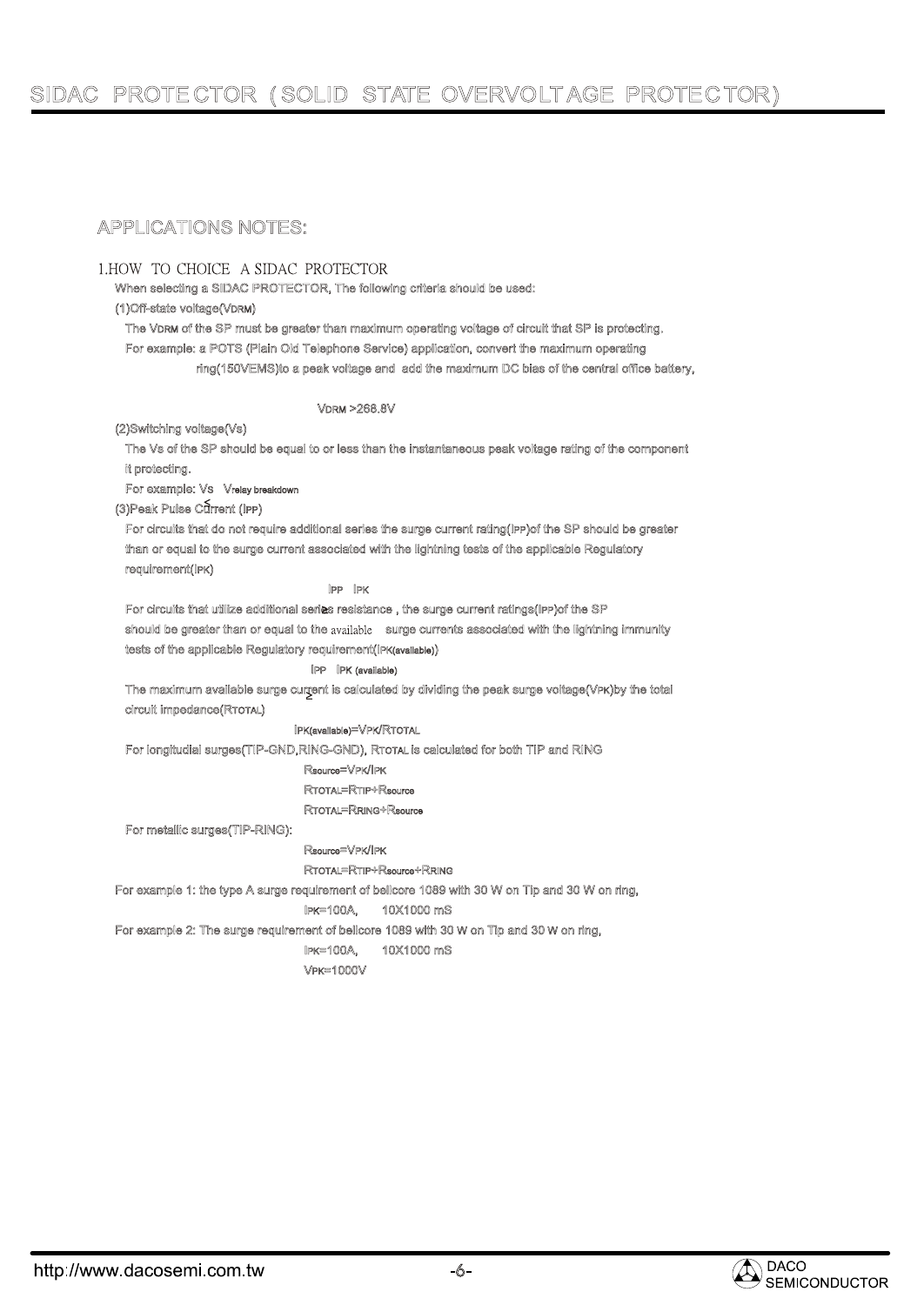# SIDAC PROTECTOR (SOLID STATE OVERVOLTAGE PROTECTOR)

## APPLICATIONS NOTES:

### 1.HOW TO CHOICE A SIDAC PROTECTOR

When selecting a SIDAC PROTECTOR, The following criteria should be used:

(1)Off-state voltage($V_{DRM}$)

The $V_{DRM}$ of the SP must be greater than maximum operating voltage of circuit that SP is protecting.

For example: a POTS (Plain Old Telephone Service) application, convert the maximum operating ring(150VEMS)to a peak voltage and add the maximum DC bias of the central office battery,

$$V_{DRM} > 268.8V$$

(2)Switching voltage(Vs)

The Vs of the SP should be equal to or less than the instantaneous peak voltage rating of the component it protecting.

For example: $V_S \leq V_{relay\ breakdown}$

(3)Peak Pulse Current ($I_{PP}$)

For circuits that do not require additional series the surge current rating($I_{PP}$)of the SP should be greater than or equal to the surge current associated with the lightning tests of the applicable Regulatory requirement($I_{PK}$)

$$I_{PP} \geq I_{PK}$$

For circuits that utilize additional series resistance , the surge current ratings($I_{PP}$)of the SP should be greater than or equal to the available surge currents associated with the lightning immunity tests of the applicable Regulatory requirement($I_{PK(available)}$)

$$I_{PP} \geq I_{PK\ (available)}$$

The maximum available surge current is calculated by dividing the peak surge voltage($V_{PK}$)by the total circuit impedance($R_{TOTAL}$)

$$I_{PK(available)} = V_{PK}/R_{TOTAL}$$

For longitudial surges(TIP-GND,RING-GND), $R_{TOTAL}$ is calculated for both TIP and RING

$$R_{source} = V_{PK}/I_{PK}$$

$$R_{TOTAL} = R_{TIP} + R_{source}$$

$$R_{TOTAL} = R_{RING} + R_{source}$$

For metallic surges(TIP-RING):

$$R_{source} = V_{PK}/I_{PK}$$

$$R_{TOTAL} = R_{TIP} + R_{source} + R_{RING}$$

For example 1: the type A surge requirement of bellcore 1089 with 30 W on Tip and 30 W on ring,

$I_{PK}$=100A, 10X1000 mS

For example 2: The surge requirement of bellcore 1089 with 30 W on Tip and 30 W on ring,

$I_{PK}$=100A, 10X1000 mS

$V_{PK}$=1000V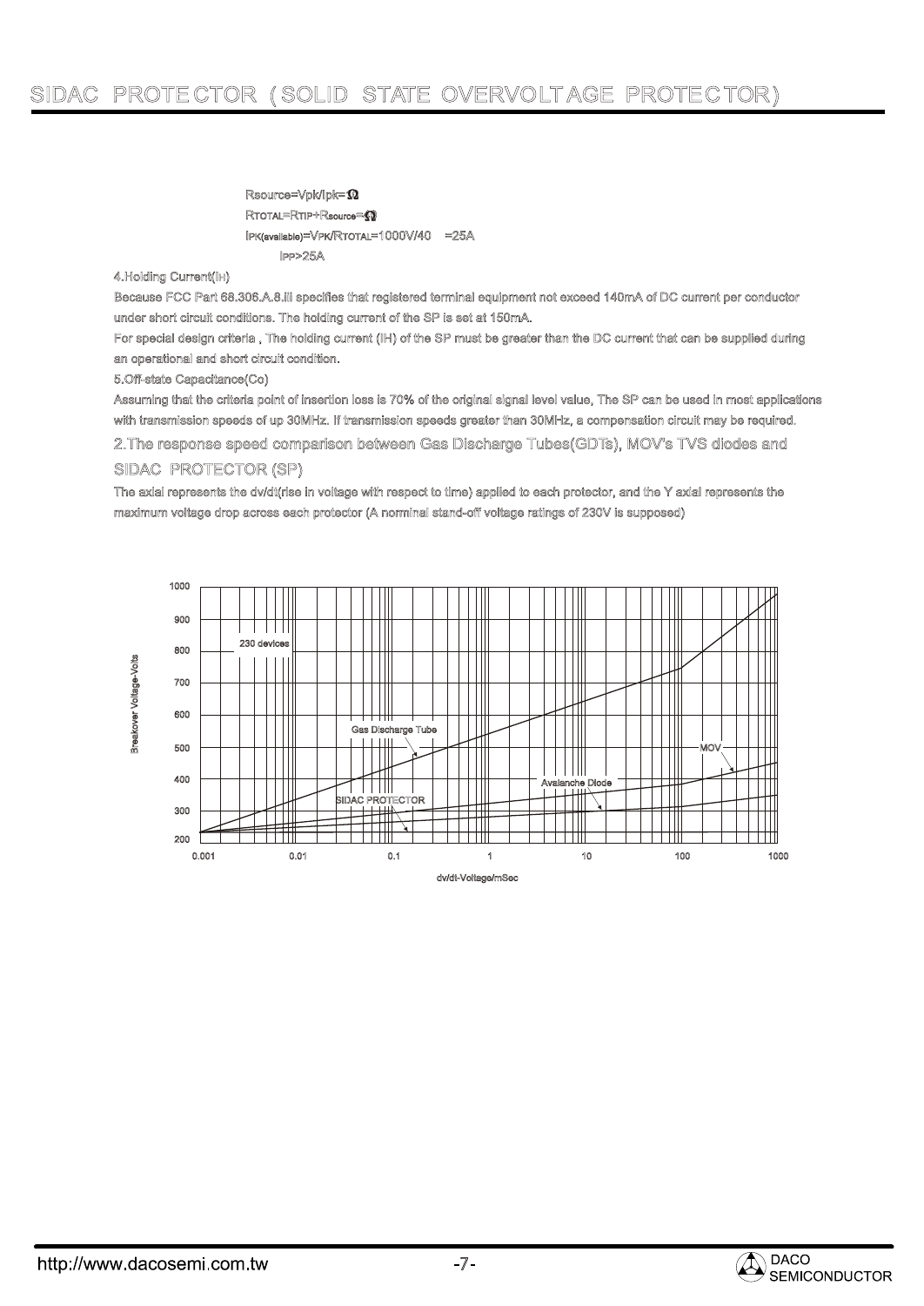$R_{source}=V_{pk}/I_{pk}=\Omega$

$R_{TOTAL}=R_{TIP}+R_{source}=\Omega$

$I_{PK(available)}=V_{PK}/R_{TOTAL}=1000V/40\quad=25A$

$I_{PP}>25A$

4.Holding Current($I_H$)

Because FCC Part 68.306.A.8.iii specifies that registered terminal equipment not exceed 140mA of DC current per conductor under short circuit conditions. The holding current of the SP is set at 150mA.

For special design criteria , The holding current (IH) of the SP must be greater than the DC current that can be supplied during an operational and short circuit condition.

5.Off-state Capacitance(Co)

Assuming that the criteria point of insertion loss is 70% of the original signal level value, The SP can be used in most applications with transmission speeds of up 30MHz. If transmission speeds greater than 30MHz, a compensation circuit may be required.

## 2.The response speed comparison between Gas Discharge Tubes(GDTs), MOV's TVS diodes and SIDAC PROTECTOR (SP)

The axial represents the dv/dt(rise in voltage with respect to time) applied to each protector, and the Y axial represents the maximum voltage drop across each protector (A norminal stand-off voltage ratings of 230V is supposed)

Breakover Voltage-Volts

1000
900
800
700
600
500
400
300
200

230 devices

Gas Discharge Tube

MOV

Avalanche Diode

SIDAC PROTECTOR

0.001
0.01
0.1
1
10
100
1000

dv/dt-Voltage/mSec